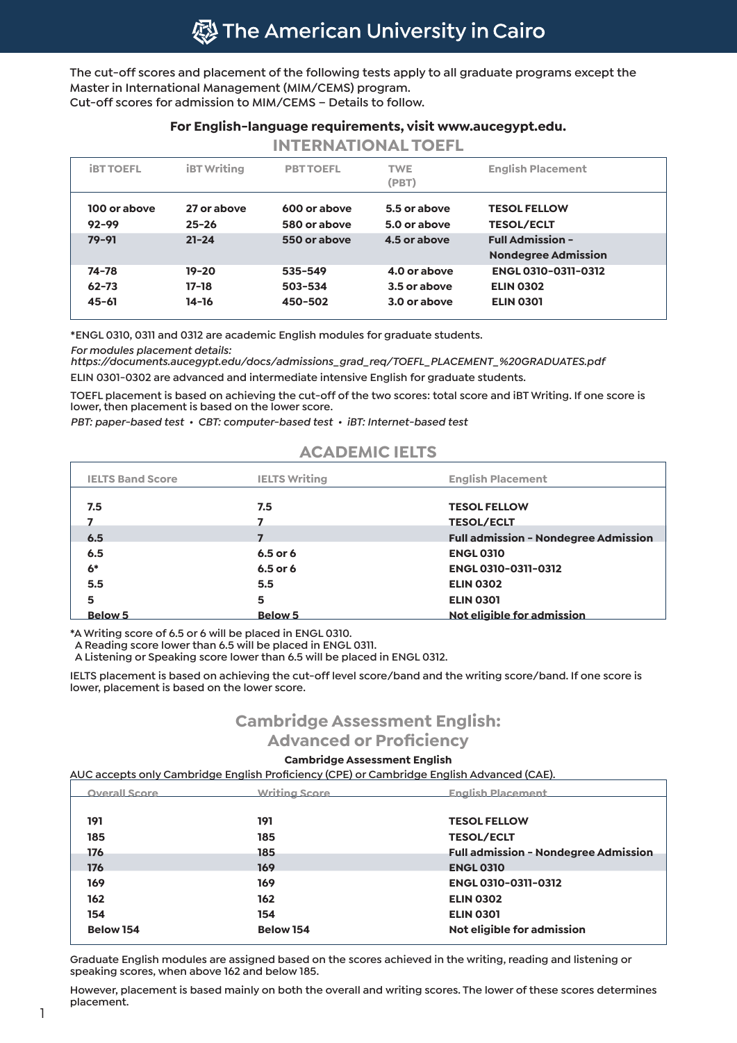# The American University in Cairo

The cut-off scores and placement of the following tests apply to all graduate programs except the Master in International Management (MIM/CEMS) program.
Cut-off scores for admission to MIM/CEMS – Details to follow.

**For English-language requirements, visit www.aucegypt.edu.**

## INTERNATIONAL TOEFL

| iBT TOEFL | iBT Writing | PBT TOEFL | TWE (PBT) | English Placement |
|---|---|---|---|---|
| 100 or above | 27 or above | 600 or above | 5.5 or above | TESOL FELLOW |
| 92-99 | 25-26 | 580 or above | 5.0 or above | TESOL/ECLT |
| 79-91 | 21-24 | 550 or above | 4.5 or above | Full Admission - Nondegree Admission |
| 74-78 | 19-20 | 535-549 | 4.0 or above | ENGL 0310-0311-0312 |
| 62-73 | 17-18 | 503-534 | 3.5 or above | ELIN 0302 |
| 45-61 | 14-16 | 450-502 | 3.0 or above | ELIN 0301 |

*ENGL 0310, 0311 and 0312 are academic English modules for graduate students.

*For modules placement details:*
*https://documents.aucegypt.edu/docs/admissions_grad_req/TOEFL_PLACEMENT_%20GRADUATES.pdf*

ELIN 0301-0302 are advanced and intermediate intensive English for graduate students.

TOEFL placement is based on achieving the cut-off of the two scores: total score and iBT Writing. If one score is lower, then placement is based on the lower score.

*PBT: paper-based test • CBT: computer-based test • iBT: Internet-based test*

## ACADEMIC IELTS

| IELTS Band Score | IELTS Writing | English Placement |
|---|---|---|
| 7.5 | 7.5 | TESOL FELLOW |
| 7 | 7 | TESOL/ECLT |
| 6.5 | 7 | Full admission - Nondegree Admission |
| 6.5 | 6.5 or 6 | ENGL 0310 |
| 6* | 6.5 or 6 | ENGL 0310-0311-0312 |
| 5.5 | 5.5 | ELIN 0302 |
| 5 | 5 | ELIN 0301 |
| Below 5 | Below 5 | Not eligible for admission |

*A Writing score of 6.5 or 6 will be placed in ENGL 0310.
A Reading score lower than 6.5 will be placed in ENGL 0311.
A Listening or Speaking score lower than 6.5 will be placed in ENGL 0312.

IELTS placement is based on achieving the cut-off level score/band and the writing score/band. If one score is lower, placement is based on the lower score.

## Cambridge Assessment English: Advanced or Proficiency

**Cambridge Assessment English**

AUC accepts only Cambridge English Proficiency (CPE) or Cambridge English Advanced (CAE).

| Overall Score | Writing Score | English Placement |
|---|---|---|
| 191 | 191 | TESOL FELLOW |
| 185 | 185 | TESOL/ECLT |
| 176 | 185 | Full admission - Nondegree Admission |
| 176 | 169 | ENGL 0310 |
| 169 | 169 | ENGL 0310-0311-0312 |
| 162 | 162 | ELIN 0302 |
| 154 | 154 | ELIN 0301 |
| Below 154 | Below 154 | Not eligible for admission |

Graduate English modules are assigned based on the scores achieved in the writing, reading and listening or speaking scores, when above 162 and below 185.

However, placement is based mainly on both the overall and writing scores. The lower of these scores determines placement.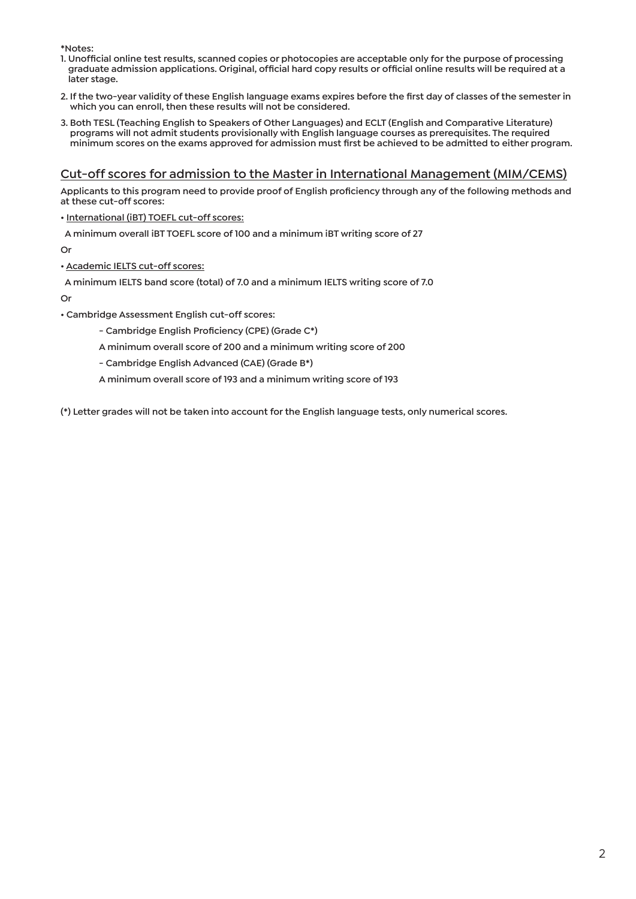*Notes:

1. Unofficial online test results, scanned copies or photocopies are acceptable only for the purpose of processing graduate admission applications. Original, official hard copy results or official online results will be required at a later stage.
2. If the two-year validity of these English language exams expires before the first day of classes of the semester in which you can enroll, then these results will not be considered.
3. Both TESL (Teaching English to Speakers of Other Languages) and ECLT (English and Comparative Literature) programs will not admit students provisionally with English language courses as prerequisites. The required minimum scores on the exams approved for admission must first be achieved to be admitted to either program.

## Cut-off scores for admission to the Master in International Management (MIM/CEMS)

Applicants to this program need to provide proof of English proficiency through any of the following methods and at these cut-off scores:

- International (iBT) TOEFL cut-off scores:

  A minimum overall iBT TOEFL score of 100 and a minimum iBT writing score of 27

Or

- Academic IELTS cut-off scores:

  A minimum IELTS band score (total) of 7.0 and a minimum IELTS writing score of 7.0

Or

- Cambridge Assessment English cut-off scores:
  - Cambridge English Proficiency (CPE) (Grade C*)

    A minimum overall score of 200 and a minimum writing score of 200

  - Cambridge English Advanced (CAE) (Grade B*)

    A minimum overall score of 193 and a minimum writing score of 193

(*) Letter grades will not be taken into account for the English language tests, only numerical scores.